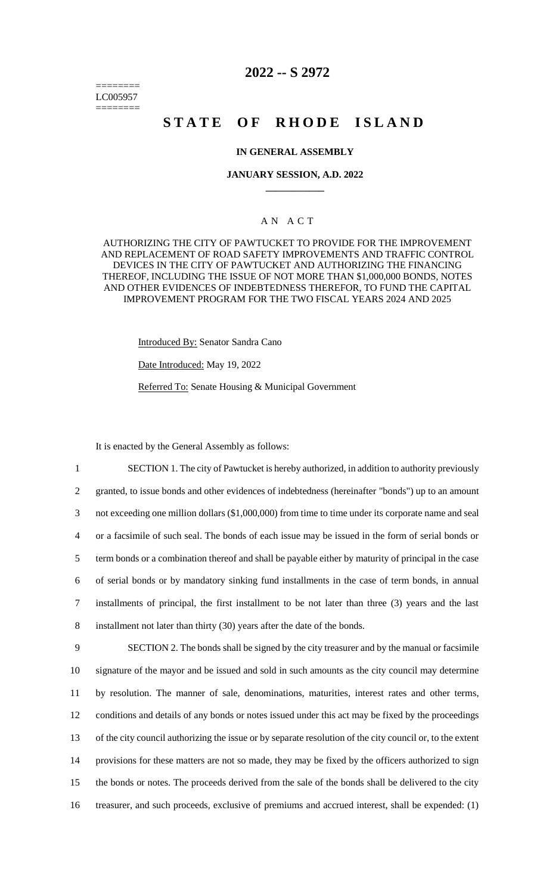========
LC005957
========

# 2022 -- S 2972

# STATE OF RHODE ISLAND

## IN GENERAL ASSEMBLY

### JANUARY SESSION, A.D. 2022

### A N A C T

AUTHORIZING THE CITY OF PAWTUCKET TO PROVIDE FOR THE IMPROVEMENT AND REPLACEMENT OF ROAD SAFETY IMPROVEMENTS AND TRAFFIC CONTROL DEVICES IN THE CITY OF PAWTUCKET AND AUTHORIZING THE FINANCING THEREOF, INCLUDING THE ISSUE OF NOT MORE THAN $1,000,000 BONDS, NOTES AND OTHER EVIDENCES OF INDEBTEDNESS THEREFOR, TO FUND THE CAPITAL IMPROVEMENT PROGRAM FOR THE TWO FISCAL YEARS 2024 AND 2025

Introduced By: Senator Sandra Cano

Date Introduced: May 19, 2022

Referred To: Senate Housing & Municipal Government

It is enacted by the General Assembly as follows:

1 SECTION 1. The city of Pawtucket is hereby authorized, in addition to authority previously
2 granted, to issue bonds and other evidences of indebtedness (hereinafter "bonds") up to an amount
3 not exceeding one million dollars ($1,000,000) from time to time under its corporate name and seal
4 or a facsimile of such seal. The bonds of each issue may be issued in the form of serial bonds or
5 term bonds or a combination thereof and shall be payable either by maturity of principal in the case
6 of serial bonds or by mandatory sinking fund installments in the case of term bonds, in annual
7 installments of principal, the first installment to be not later than three (3) years and the last
8 installment not later than thirty (30) years after the date of the bonds.

9 SECTION 2. The bonds shall be signed by the city treasurer and by the manual or facsimile
10 signature of the mayor and be issued and sold in such amounts as the city council may determine
11 by resolution. The manner of sale, denominations, maturities, interest rates and other terms,
12 conditions and details of any bonds or notes issued under this act may be fixed by the proceedings
13 of the city council authorizing the issue or by separate resolution of the city council or, to the extent
14 provisions for these matters are not so made, they may be fixed by the officers authorized to sign
15 the bonds or notes. The proceeds derived from the sale of the bonds shall be delivered to the city
16 treasurer, and such proceeds, exclusive of premiums and accrued interest, shall be expended: (1)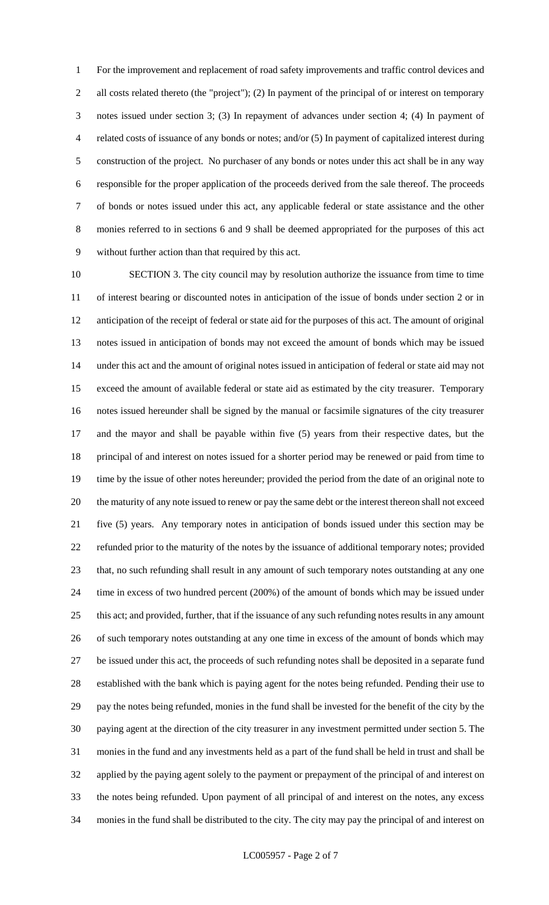For the improvement and replacement of road safety improvements and traffic control devices and all costs related thereto (the "project"); (2) In payment of the principal of or interest on temporary notes issued under section 3; (3) In repayment of advances under section 4; (4) In payment of related costs of issuance of any bonds or notes; and/or (5) In payment of capitalized interest during construction of the project. No purchaser of any bonds or notes under this act shall be in any way responsible for the proper application of the proceeds derived from the sale thereof. The proceeds of bonds or notes issued under this act, any applicable federal or state assistance and the other monies referred to in sections 6 and 9 shall be deemed appropriated for the purposes of this act without further action than that required by this act.

SECTION 3. The city council may by resolution authorize the issuance from time to time of interest bearing or discounted notes in anticipation of the issue of bonds under section 2 or in anticipation of the receipt of federal or state aid for the purposes of this act. The amount of original notes issued in anticipation of bonds may not exceed the amount of bonds which may be issued under this act and the amount of original notes issued in anticipation of federal or state aid may not exceed the amount of available federal or state aid as estimated by the city treasurer. Temporary notes issued hereunder shall be signed by the manual or facsimile signatures of the city treasurer and the mayor and shall be payable within five (5) years from their respective dates, but the principal of and interest on notes issued for a shorter period may be renewed or paid from time to time by the issue of other notes hereunder; provided the period from the date of an original note to the maturity of any note issued to renew or pay the same debt or the interest thereon shall not exceed five (5) years. Any temporary notes in anticipation of bonds issued under this section may be refunded prior to the maturity of the notes by the issuance of additional temporary notes; provided that, no such refunding shall result in any amount of such temporary notes outstanding at any one time in excess of two hundred percent (200%) of the amount of bonds which may be issued under this act; and provided, further, that if the issuance of any such refunding notes results in any amount of such temporary notes outstanding at any one time in excess of the amount of bonds which may be issued under this act, the proceeds of such refunding notes shall be deposited in a separate fund established with the bank which is paying agent for the notes being refunded. Pending their use to pay the notes being refunded, monies in the fund shall be invested for the benefit of the city by the paying agent at the direction of the city treasurer in any investment permitted under section 5. The monies in the fund and any investments held as a part of the fund shall be held in trust and shall be applied by the paying agent solely to the payment or prepayment of the principal of and interest on the notes being refunded. Upon payment of all principal of and interest on the notes, any excess monies in the fund shall be distributed to the city. The city may pay the principal of and interest on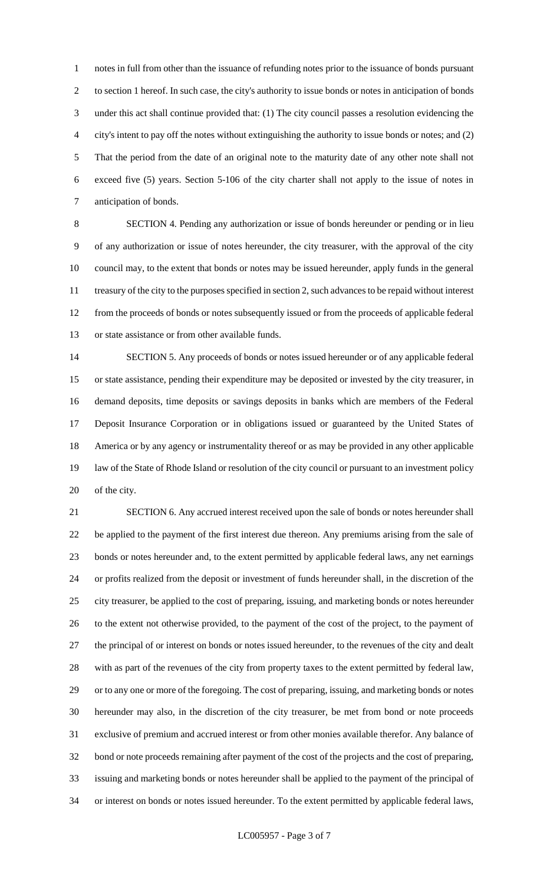notes in full from other than the issuance of refunding notes prior to the issuance of bonds pursuant to section 1 hereof. In such case, the city's authority to issue bonds or notes in anticipation of bonds under this act shall continue provided that: (1) The city council passes a resolution evidencing the city's intent to pay off the notes without extinguishing the authority to issue bonds or notes; and (2) That the period from the date of an original note to the maturity date of any other note shall not exceed five (5) years. Section 5-106 of the city charter shall not apply to the issue of notes in anticipation of bonds.

SECTION 4. Pending any authorization or issue of bonds hereunder or pending or in lieu of any authorization or issue of notes hereunder, the city treasurer, with the approval of the city council may, to the extent that bonds or notes may be issued hereunder, apply funds in the general treasury of the city to the purposes specified in section 2, such advances to be repaid without interest from the proceeds of bonds or notes subsequently issued or from the proceeds of applicable federal or state assistance or from other available funds.

SECTION 5. Any proceeds of bonds or notes issued hereunder or of any applicable federal or state assistance, pending their expenditure may be deposited or invested by the city treasurer, in demand deposits, time deposits or savings deposits in banks which are members of the Federal Deposit Insurance Corporation or in obligations issued or guaranteed by the United States of America or by any agency or instrumentality thereof or as may be provided in any other applicable law of the State of Rhode Island or resolution of the city council or pursuant to an investment policy of the city.

SECTION 6. Any accrued interest received upon the sale of bonds or notes hereunder shall be applied to the payment of the first interest due thereon. Any premiums arising from the sale of bonds or notes hereunder and, to the extent permitted by applicable federal laws, any net earnings or profits realized from the deposit or investment of funds hereunder shall, in the discretion of the city treasurer, be applied to the cost of preparing, issuing, and marketing bonds or notes hereunder to the extent not otherwise provided, to the payment of the cost of the project, to the payment of the principal of or interest on bonds or notes issued hereunder, to the revenues of the city and dealt with as part of the revenues of the city from property taxes to the extent permitted by federal law, or to any one or more of the foregoing. The cost of preparing, issuing, and marketing bonds or notes hereunder may also, in the discretion of the city treasurer, be met from bond or note proceeds exclusive of premium and accrued interest or from other monies available therefor. Any balance of bond or note proceeds remaining after payment of the cost of the projects and the cost of preparing, issuing and marketing bonds or notes hereunder shall be applied to the payment of the principal of or interest on bonds or notes issued hereunder. To the extent permitted by applicable federal laws,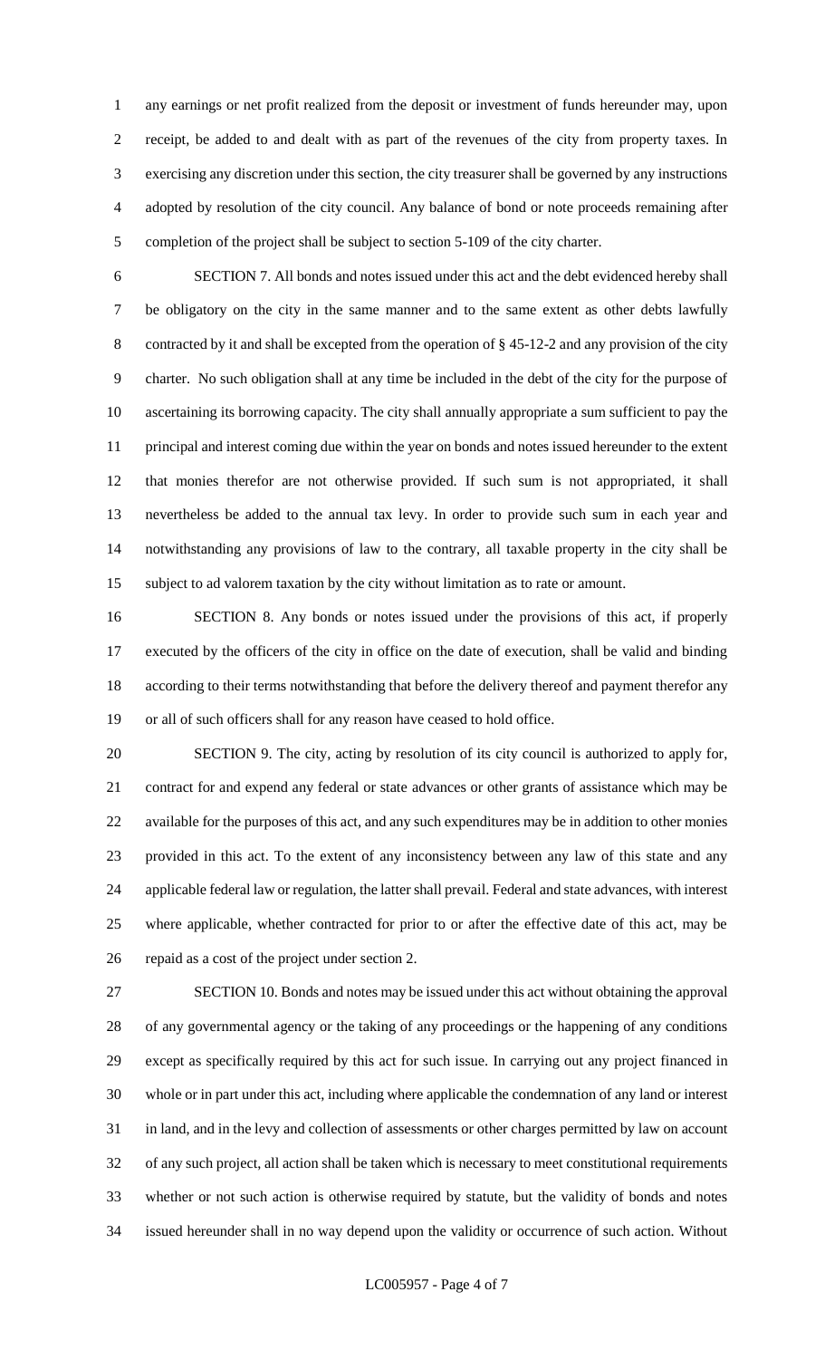any earnings or net profit realized from the deposit or investment of funds hereunder may, upon receipt, be added to and dealt with as part of the revenues of the city from property taxes. In exercising any discretion under this section, the city treasurer shall be governed by any instructions adopted by resolution of the city council. Any balance of bond or note proceeds remaining after completion of the project shall be subject to section 5-109 of the city charter.

SECTION 7. All bonds and notes issued under this act and the debt evidenced hereby shall be obligatory on the city in the same manner and to the same extent as other debts lawfully contracted by it and shall be excepted from the operation of § 45-12-2 and any provision of the city charter. No such obligation shall at any time be included in the debt of the city for the purpose of ascertaining its borrowing capacity. The city shall annually appropriate a sum sufficient to pay the principal and interest coming due within the year on bonds and notes issued hereunder to the extent that monies therefor are not otherwise provided. If such sum is not appropriated, it shall nevertheless be added to the annual tax levy. In order to provide such sum in each year and notwithstanding any provisions of law to the contrary, all taxable property in the city shall be subject to ad valorem taxation by the city without limitation as to rate or amount.

SECTION 8. Any bonds or notes issued under the provisions of this act, if properly executed by the officers of the city in office on the date of execution, shall be valid and binding according to their terms notwithstanding that before the delivery thereof and payment therefor any or all of such officers shall for any reason have ceased to hold office.

SECTION 9. The city, acting by resolution of its city council is authorized to apply for, contract for and expend any federal or state advances or other grants of assistance which may be available for the purposes of this act, and any such expenditures may be in addition to other monies provided in this act. To the extent of any inconsistency between any law of this state and any applicable federal law or regulation, the latter shall prevail. Federal and state advances, with interest where applicable, whether contracted for prior to or after the effective date of this act, may be repaid as a cost of the project under section 2.

SECTION 10. Bonds and notes may be issued under this act without obtaining the approval of any governmental agency or the taking of any proceedings or the happening of any conditions except as specifically required by this act for such issue. In carrying out any project financed in whole or in part under this act, including where applicable the condemnation of any land or interest in land, and in the levy and collection of assessments or other charges permitted by law on account of any such project, all action shall be taken which is necessary to meet constitutional requirements whether or not such action is otherwise required by statute, but the validity of bonds and notes issued hereunder shall in no way depend upon the validity or occurrence of such action. Without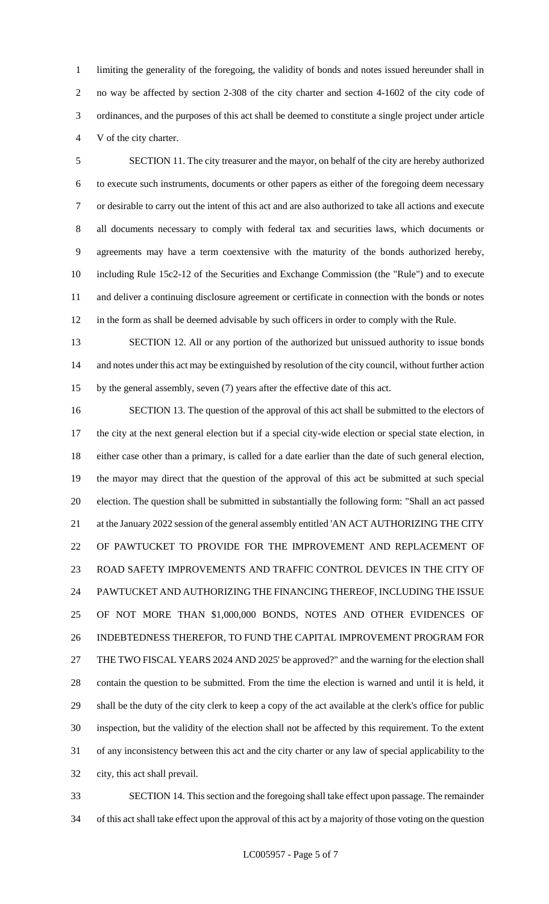limiting the generality of the foregoing, the validity of bonds and notes issued hereunder shall in no way be affected by section 2-308 of the city charter and section 4-1602 of the city code of ordinances, and the purposes of this act shall be deemed to constitute a single project under article V of the city charter.

SECTION 11. The city treasurer and the mayor, on behalf of the city are hereby authorized to execute such instruments, documents or other papers as either of the foregoing deem necessary or desirable to carry out the intent of this act and are also authorized to take all actions and execute all documents necessary to comply with federal tax and securities laws, which documents or agreements may have a term coextensive with the maturity of the bonds authorized hereby, including Rule 15c2-12 of the Securities and Exchange Commission (the "Rule") and to execute and deliver a continuing disclosure agreement or certificate in connection with the bonds or notes in the form as shall be deemed advisable by such officers in order to comply with the Rule.

SECTION 12. All or any portion of the authorized but unissued authority to issue bonds and notes under this act may be extinguished by resolution of the city council, without further action by the general assembly, seven (7) years after the effective date of this act.

SECTION 13. The question of the approval of this act shall be submitted to the electors of the city at the next general election but if a special city-wide election or special state election, in either case other than a primary, is called for a date earlier than the date of such general election, the mayor may direct that the question of the approval of this act be submitted at such special election. The question shall be submitted in substantially the following form: "Shall an act passed at the January 2022 session of the general assembly entitled 'AN ACT AUTHORIZING THE CITY OF PAWTUCKET TO PROVIDE FOR THE IMPROVEMENT AND REPLACEMENT OF ROAD SAFETY IMPROVEMENTS AND TRAFFIC CONTROL DEVICES IN THE CITY OF PAWTUCKET AND AUTHORIZING THE FINANCING THEREOF, INCLUDING THE ISSUE OF NOT MORE THAN $1,000,000 BONDS, NOTES AND OTHER EVIDENCES OF INDEBTEDNESS THEREFOR, TO FUND THE CAPITAL IMPROVEMENT PROGRAM FOR THE TWO FISCAL YEARS 2024 AND 2025' be approved?" and the warning for the election shall contain the question to be submitted. From the time the election is warned and until it is held, it shall be the duty of the city clerk to keep a copy of the act available at the clerk's office for public inspection, but the validity of the election shall not be affected by this requirement. To the extent of any inconsistency between this act and the city charter or any law of special applicability to the city, this act shall prevail.

SECTION 14. This section and the foregoing shall take effect upon passage. The remainder of this act shall take effect upon the approval of this act by a majority of those voting on the question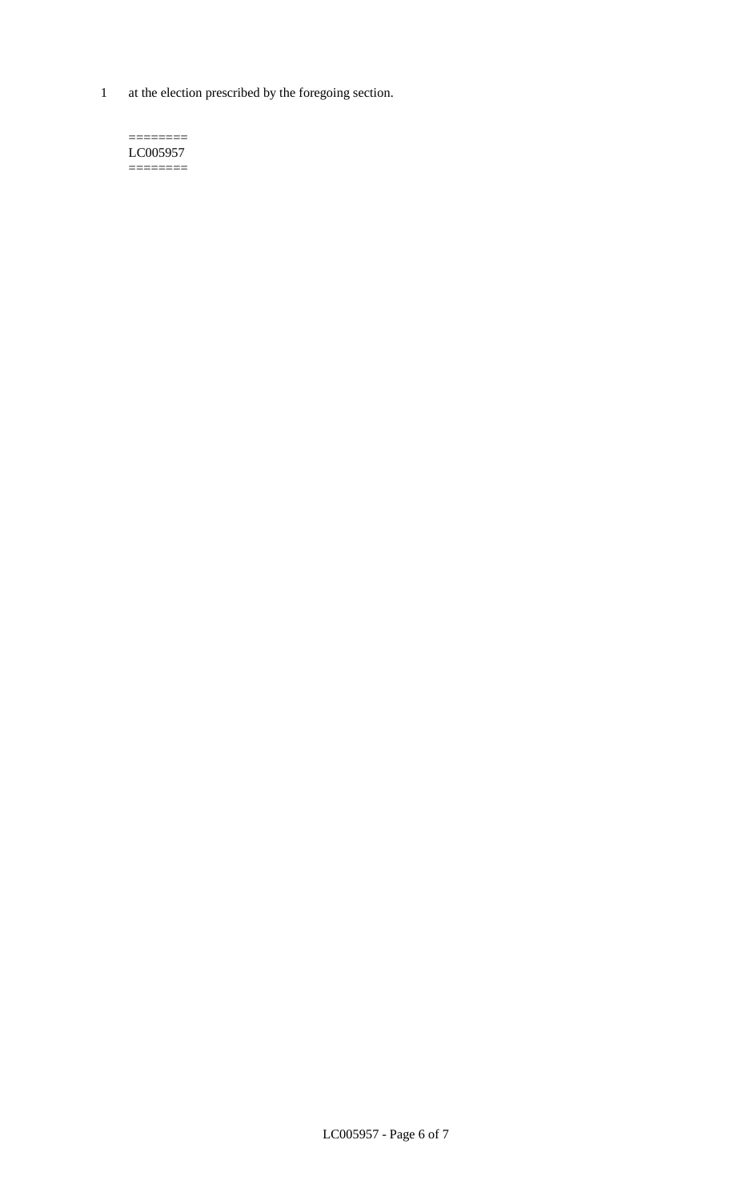1 at the election prescribed by the foregoing section.

========
LC005957
========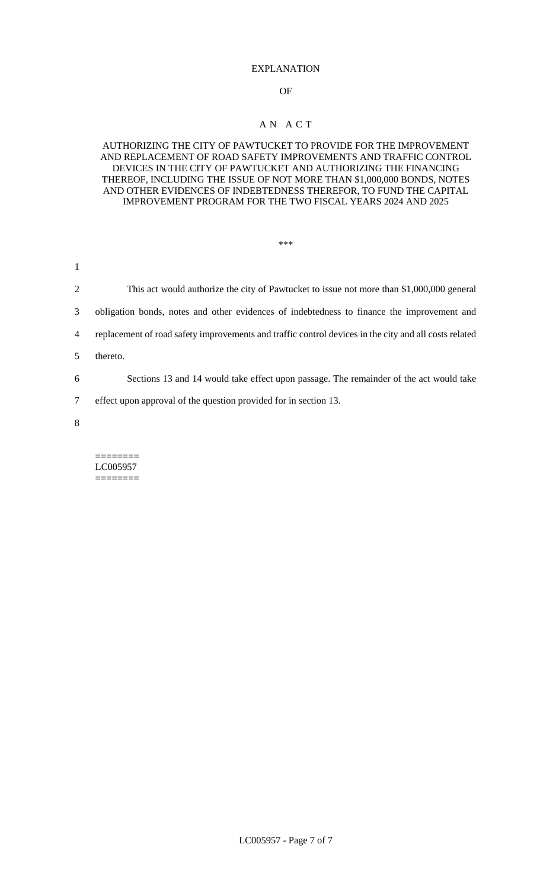EXPLANATION

OF

A N A C T

AUTHORIZING THE CITY OF PAWTUCKET TO PROVIDE FOR THE IMPROVEMENT AND REPLACEMENT OF ROAD SAFETY IMPROVEMENTS AND TRAFFIC CONTROL DEVICES IN THE CITY OF PAWTUCKET AND AUTHORIZING THE FINANCING THEREOF, INCLUDING THE ISSUE OF NOT MORE THAN $1,000,000 BONDS, NOTES AND OTHER EVIDENCES OF INDEBTEDNESS THEREFOR, TO FUND THE CAPITAL IMPROVEMENT PROGRAM FOR THE TWO FISCAL YEARS 2024 AND 2025

***

This act would authorize the city of Pawtucket to issue not more than $1,000,000 general obligation bonds, notes and other evidences of indebtedness to finance the improvement and replacement of road safety improvements and traffic control devices in the city and all costs related thereto.

Sections 13 and 14 would take effect upon passage. The remainder of the act would take effect upon approval of the question provided for in section 13.

========
LC005957
========